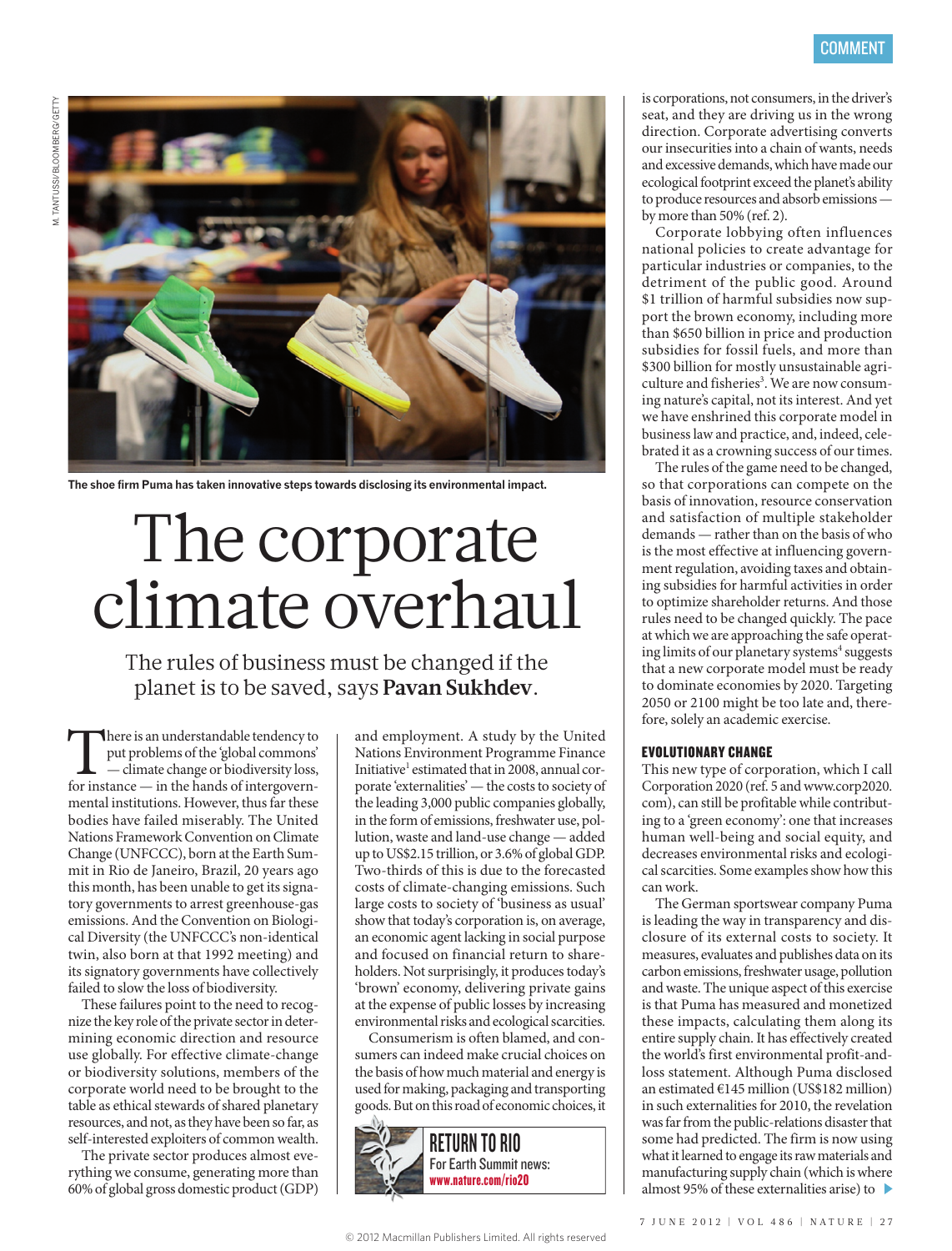The shoe firm Puma has taken innovative steps towards disclosing its environmental impact.

# The corporate climate overhaul

The rules of business must be changed if the planet is to be saved, says **Pavan Sukhdev**.

There is an understandable tendency to put problems of the 'global commons' — climate change or biodiversity loss, for instance — in the hands of intergovernmental institutions. However, thus far these bodies have failed miserably. The United Nations Framework Convention on Climate Change (UNFCCC), born at the Earth Summit in Rio de Janeiro, Brazil, 20 years ago this month, has been unable to get its signatory governments to arrest greenhouse-gas emissions. And the Convention on Biological Diversity (the UNFCCC's non-identical twin, also born at that 1992 meeting) and its signatory governments have collectively failed to slow the loss of biodiversity.

These failures point to the need to recognize the key role of the private sector in determining economic direction and resource use globally. For effective climate-change or biodiversity solutions, members of the corporate world need to be brought to the table as ethical stewards of shared planetary resources, and not, as they have been so far, as self-interested exploiters of common wealth.

The private sector produces almost everything we consume, generating more than 60% of global gross domestic product (GDP) and employment. A study by the United Nations Environment Programme Finance Initiative[1] estimated that in 2008, annual corporate 'externalities' — the costs to society of the leading 3,000 public companies globally, in the form of emissions, freshwater use, pollution, waste and land-use change — added up to US$2.15 trillion, or 3.6% of global GDP. Two-thirds of this is due to the forecasted costs of climate-changing emissions. Such large costs to society of 'business as usual' show that today's corporation is, on average, an economic agent lacking in social purpose and focused on financial return to shareholders. Not surprisingly, it produces today's 'brown' economy, delivering private gains at the expense of public losses by increasing environmental risks and ecological scarcities.

Consumerism is often blamed, and consumers can indeed make crucial choices on the basis of how much material and energy is used for making, packaging and transporting goods. But on this road of economic choices, it is corporations, not consumers, in the driver's seat, and they are driving us in the wrong direction. Corporate advertising converts our insecurities into a chain of wants, needs and excessive demands, which have made our ecological footprint exceed the planet's ability to produce resources and absorb emissions — by more than 50% (ref. 2).

Corporate lobbying often influences national policies to create advantage for particular industries or companies, to the detriment of the public good. Around $1 trillion of harmful subsidies now support the brown economy, including more than $650 billion in price and production subsidies for fossil fuels, and more than $300 billion for mostly unsustainable agriculture and fisheries[3]. We are now consuming nature's capital, not its interest. And yet we have enshrined this corporate model in business law and practice, and, indeed, celebrated it as a crowning success of our times.

The rules of the game need to be changed, so that corporations can compete on the basis of innovation, resource conservation and satisfaction of multiple stakeholder demands — rather than on the basis of who is the most effective at influencing government regulation, avoiding taxes and obtaining subsidies for harmful activities in order to optimize shareholder returns. And those rules need to be changed quickly. The pace at which we are approaching the safe operating limits of our planetary systems[4] suggests that a new corporate model must be ready to dominate economies by 2020. Targeting 2050 or 2100 might be too late and, therefore, solely an academic exercise.

**RETURN TO RIO**
For Earth Summit news: **www.nature.com/rio20**

## EVOLUTIONARY CHANGE

This new type of corporation, which I call Corporation 2020 (ref. 5 and www.corp2020.com), can still be profitable while contributing to a 'green economy': one that increases human well-being and social equity, and decreases environmental risks and ecological scarcities. Some examples show how this can work.

The German sportswear company Puma is leading the way in transparency and disclosure of its external costs to society. It measures, evaluates and publishes data on its carbon emissions, freshwater usage, pollution and waste. The unique aspect of this exercise is that Puma has measured and monetized these impacts, calculating them along its entire supply chain. It has effectively created the world's first environmental profit-and-loss statement. Although Puma disclosed an estimated €145 million (US$182 million) in such externalities for 2010, the revelation was far from the public-relations disaster that some had predicted. The firm is now using what it learned to engage its raw materials and manufacturing supply chain (which is where almost 95% of these externalities arise) to ▶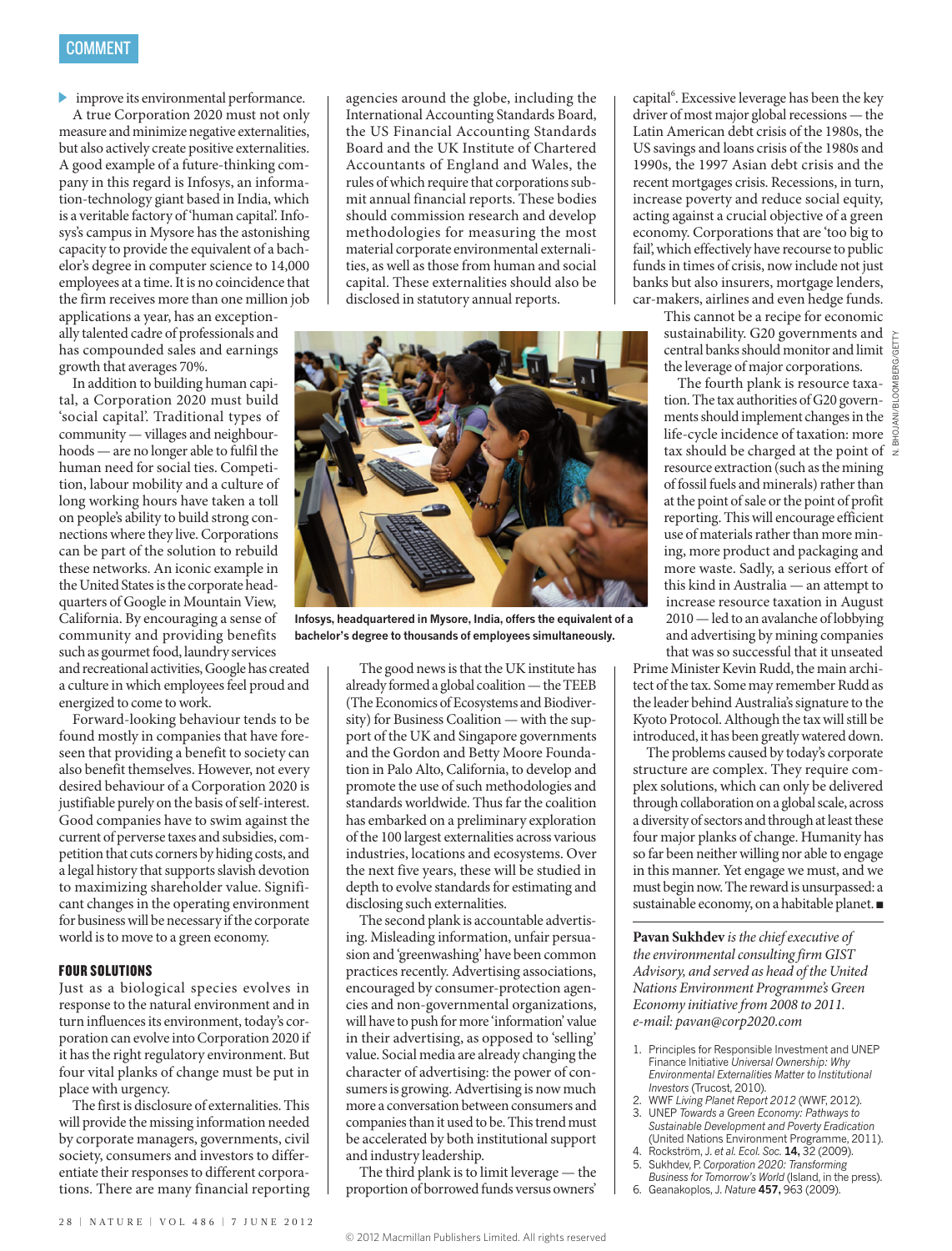improve its environmental performance.

A true Corporation 2020 must not only measure and minimize negative externalities, but also actively create positive externalities. A good example of a future-thinking company in this regard is Infosys, an information-technology giant based in India, which is a veritable factory of 'human capital'. Infosys's campus in Mysore has the astonishing capacity to provide the equivalent of a bachelor's degree in computer science to 14,000 employees at a time. It is no coincidence that the firm receives more than one million job applications a year, has an exceptionally talented cadre of professionals and has compounded sales and earnings growth that averages 70%.

In addition to building human capital, a Corporation 2020 must build 'social capital'. Traditional types of community — villages and neighbourhoods — are no longer able to fulfil the human need for social ties. Competition, labour mobility and a culture of long working hours have taken a toll on people's ability to build strong connections where they live. Corporations can be part of the solution to rebuild these networks. An iconic example in the United States is the corporate headquarters of Google in Mountain View, California. By encouraging a sense of community and providing benefits such as gourmet food, laundry services and recreational activities, Google has created a culture in which employees feel proud and energized to come to work.

Forward-looking behaviour tends to be found mostly in companies that have foreseen that providing a benefit to society can also benefit themselves. However, not every desired behaviour of a Corporation 2020 is justifiable purely on the basis of self-interest. Good companies have to swim against the current of perverse taxes and subsidies, competition that cuts corners by hiding costs, and a legal history that supports slavish devotion to maximizing shareholder value. Significant changes in the operating environment for business will be necessary if the corporate world is to move to a green economy.

## FOUR SOLUTIONS

Just as a biological species evolves in response to the natural environment and in turn influences its environment, today's corporation can evolve into Corporation 2020 if it has the right regulatory environment. But four vital planks of change must be put in place with urgency.

The first is disclosure of externalities. This will provide the missing information needed by corporate managers, governments, civil society, consumers and investors to differentiate their responses to different corporations. There are many financial reporting agencies around the globe, including the International Accounting Standards Board, the US Financial Accounting Standards Board and the UK Institute of Chartered Accountants of England and Wales, the rules of which require that corporations submit annual financial reports. These bodies should commission research and develop methodologies for measuring the most material corporate environmental externalities, as well as those from human and social capital. These externalities should also be disclosed in statutory annual reports.

Infosys, headquartered in Mysore, India, offers the equivalent of a bachelor's degree to thousands of employees simultaneously.

The good news is that the UK institute has already formed a global coalition — the TEEB (The Economics of Ecosystems and Biodiversity) for Business Coalition — with the support of the UK and Singapore governments and the Gordon and Betty Moore Foundation in Palo Alto, California, to develop and promote the use of such methodologies and standards worldwide. Thus far the coalition has embarked on a preliminary exploration of the 100 largest externalities across various industries, locations and ecosystems. Over the next five years, these will be studied in depth to evolve standards for estimating and disclosing such externalities.

The second plank is accountable advertising. Misleading information, unfair persuasion and 'greenwashing' have been common practices recently. Advertising associations, encouraged by consumer-protection agencies and non-governmental organizations, will have to push for more 'information' value in their advertising, as opposed to 'selling' value. Social media are already changing the character of advertising: the power of consumers is growing. Advertising is now much more a conversation between consumers and companies than it used to be. This trend must be accelerated by both institutional support and industry leadership.

The third plank is to limit leverage — the proportion of borrowed funds versus owners' capital[6]. Excessive leverage has been the key driver of most major global recessions — the Latin American debt crisis of the 1980s, the US savings and loans crisis of the 1980s and 1990s, the 1997 Asian debt crisis and the recent mortgages crisis. Recessions, in turn, increase poverty and reduce social equity, acting against a crucial objective of a green economy. Corporations that are 'too big to fail', which effectively have recourse to public funds in times of crisis, now include not just banks but also insurers, mortgage lenders, car-makers, airlines and even hedge funds.

This cannot be a recipe for economic sustainability. G20 governments and central banks should monitor and limit the leverage of major corporations.

The fourth plank is resource taxation. The tax authorities of G20 governments should implement changes in the life-cycle incidence of taxation: more tax should be charged at the point of resource extraction (such as the mining of fossil fuels and minerals) rather than at the point of sale or the point of profit reporting. This will encourage efficient use of materials rather than more mining, more product and packaging and more waste. Sadly, a serious effort of this kind in Australia — an attempt to increase resource taxation in August 2010 — led to an avalanche of lobbying and advertising by mining companies that was so successful that it unseated Prime Minister Kevin Rudd, the main architect of the tax. Some may remember Rudd as the leader behind Australia's signature to the Kyoto Protocol. Although the tax will still be introduced, it has been greatly watered down.

The problems caused by today's corporate structure are complex. They require complex solutions, which can only be delivered through collaboration on a global scale, across a diversity of sectors and through at least these four major planks of change. Humanity has so far been neither willing nor able to engage in this manner. Yet engage we must, and we must begin now. The reward is unsurpassed: a sustainable economy, on a habitable planet. ■

**Pavan Sukhdev** *is the chief executive of the environmental consulting firm GIST Advisory, and served as head of the United Nations Environment Programme's Green Economy initiative from 2008 to 2011.*
*e-mail: pavan@corp2020.com*

1. Principles for Responsible Investment and UNEP Finance Initiative *Universal Ownership: Why Environmental Externalities Matter to Institutional Investors* (Trucost, 2010).
2. WWF *Living Planet Report 2012* (WWF, 2012).
3. UNEP *Towards a Green Economy: Pathways to Sustainable Development and Poverty Eradication* (United Nations Environment Programme, 2011).
4. Rockström, J. *et al. Ecol. Soc.* **14,** 32 (2009).
5. Sukhdev, P. *Corporation 2020: Transforming Business for Tomorrow's World* (Island, in the press).
6. Geanakoplos, J. *Nature* **457,** 963 (2009).